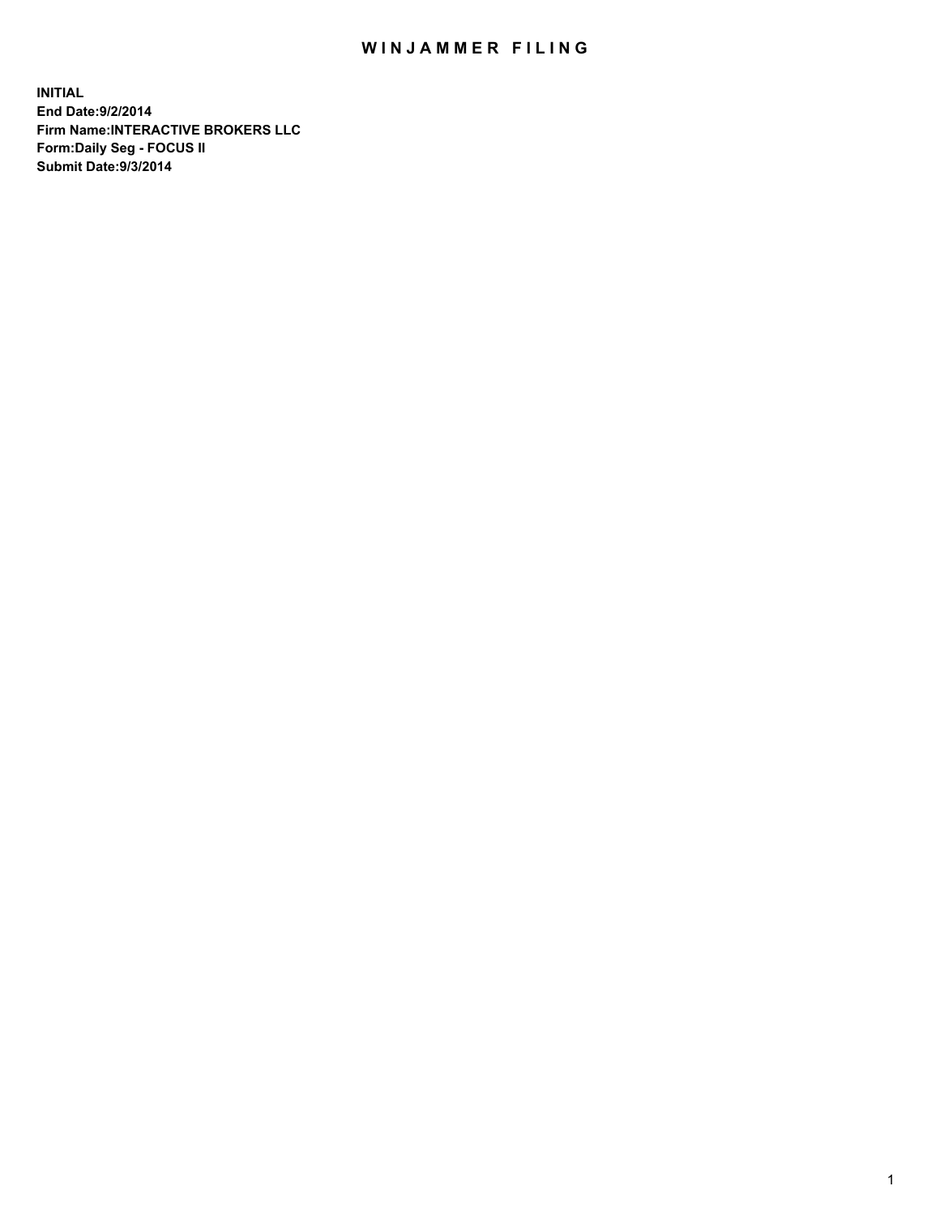# WINJAMMER FILING

**INITIAL**
**End Date:9/2/2014**
**Firm Name:INTERACTIVE BROKERS LLC**
**Form:Daily Seg - FOCUS II**
**Submit Date:9/3/2014**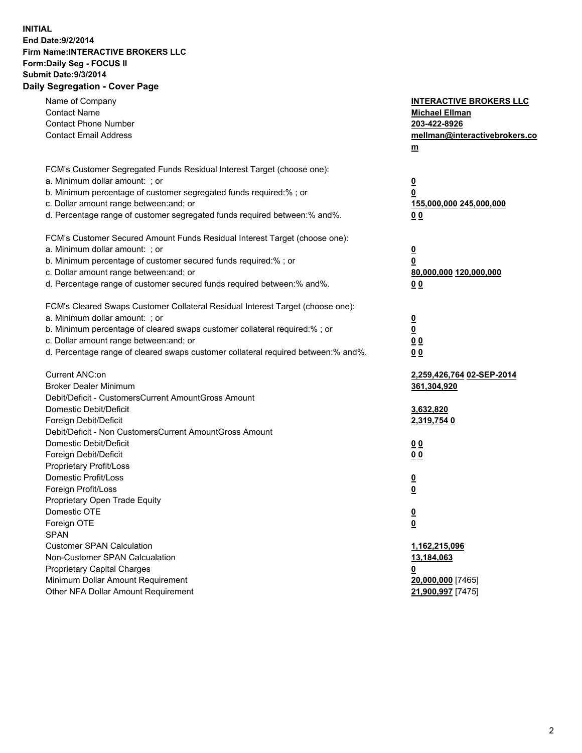**INITIAL**
**End Date:9/2/2014**
**Firm Name:INTERACTIVE BROKERS LLC**
**Form:Daily Seg - FOCUS II**
**Submit Date:9/3/2014**
**Daily Segregation - Cover Page**

| | |
|---|---|
| Name of Company | **INTERACTIVE BROKERS LLC** |
| Contact Name | **Michael Ellman** |
| Contact Phone Number | **203-422-8926** |
| Contact Email Address | **mellman@interactivebrokers.com** |
| | |
| FCM's Customer Segregated Funds Residual Interest Target (choose one): | |
| a. Minimum dollar amount: ; or | **0** |
| b. Minimum percentage of customer segregated funds required:% ; or | **0** |
| c. Dollar amount range between:and; or | **155,000,000 245,000,000** |
| d. Percentage range of customer segregated funds required between:% and%. | **0 0** |
| | |
| FCM's Customer Secured Amount Funds Residual Interest Target (choose one): | |
| a. Minimum dollar amount: ; or | **0** |
| b. Minimum percentage of customer secured funds required:% ; or | **0** |
| c. Dollar amount range between:and; or | **80,000,000 120,000,000** |
| d. Percentage range of customer secured funds required between:% and%. | **0 0** |
| | |
| FCM's Cleared Swaps Customer Collateral Residual Interest Target (choose one): | |
| a. Minimum dollar amount: ; or | **0** |
| b. Minimum percentage of cleared swaps customer collateral required:% ; or | **0** |
| c. Dollar amount range between:and; or | **0 0** |
| d. Percentage range of cleared swaps customer collateral required between:% and%. | **0 0** |
| | |
| Current ANC:on | **2,259,426,764 02-SEP-2014** |
| Broker Dealer Minimum | **361,304,920** |
| Debit/Deficit - CustomersCurrent AmountGross Amount | |
| Domestic Debit/Deficit | **3,632,820** |
| Foreign Debit/Deficit | **2,319,754 0** |
| Debit/Deficit - Non CustomersCurrent AmountGross Amount | |
| Domestic Debit/Deficit | **0 0** |
| Foreign Debit/Deficit | **0 0** |
| Proprietary Profit/Loss | |
| Domestic Profit/Loss | **0** |
| Foreign Profit/Loss | **0** |
| Proprietary Open Trade Equity | |
| Domestic OTE | **0** |
| Foreign OTE | **0** |
| SPAN | |
| Customer SPAN Calculation | **1,162,215,096** |
| Non-Customer SPAN Calcualation | **13,184,063** |
| Proprietary Capital Charges | **0** |
| Minimum Dollar Amount Requirement | **20,000,000** [7465] |
| Other NFA Dollar Amount Requirement | **21,900,997** [7475] |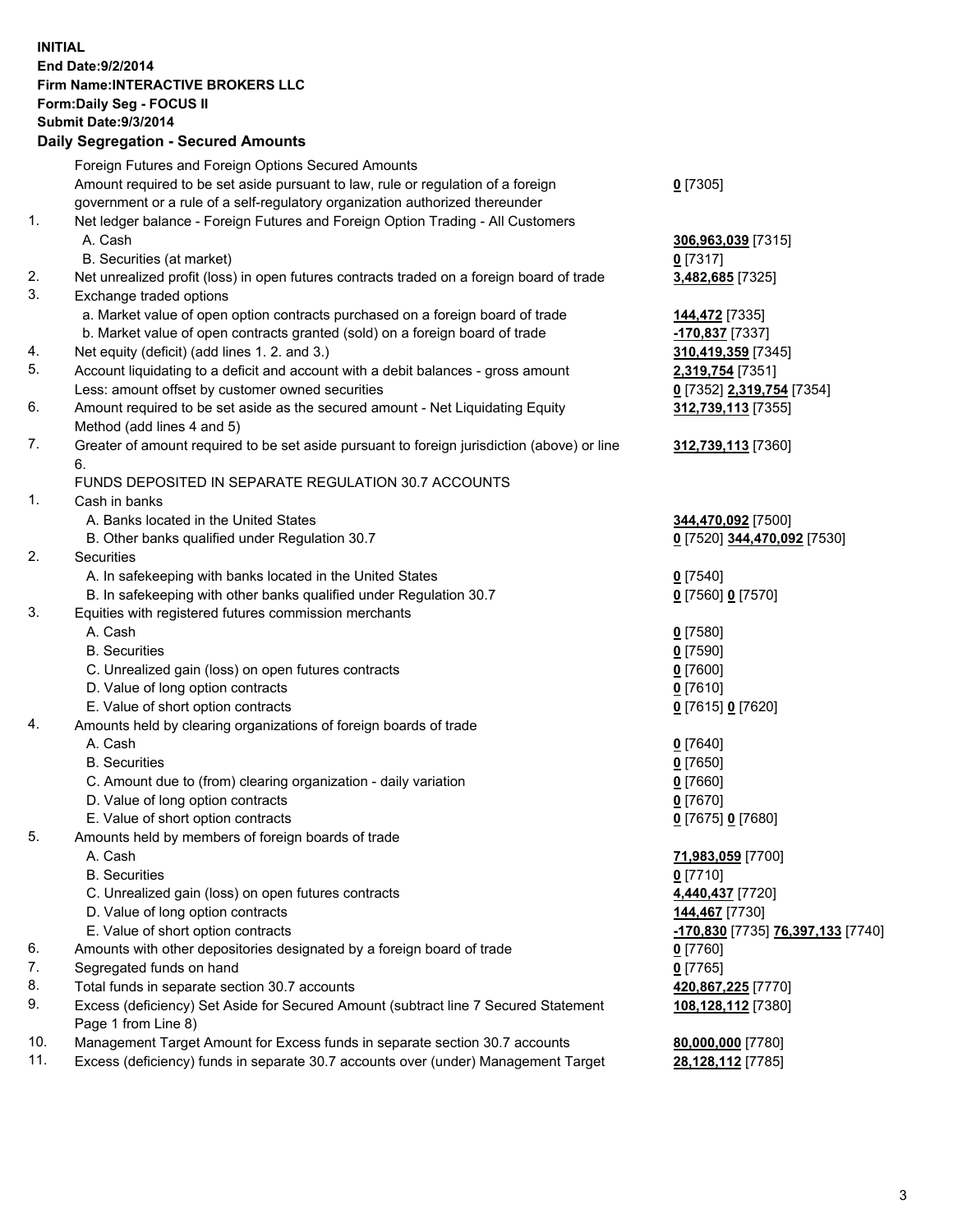**INITIAL**
**End Date:9/2/2014**
**Firm Name:INTERACTIVE BROKERS LLC**
**Form:Daily Seg - FOCUS II**
**Submit Date:9/3/2014**

## Daily Segregation - Secured Amounts

| | | |
|---|---|---|
| | Foreign Futures and Foreign Options Secured Amounts | |
| | Amount required to be set aside pursuant to law, rule or regulation of a foreign government or a rule of a self-regulatory organization authorized thereunder | **0** [7305] |
| 1. | Net ledger balance - Foreign Futures and Foreign Option Trading - All Customers | |
| | A. Cash | **306,963,039** [7315] |
| | B. Securities (at market) | **0** [7317] |
| 2. | Net unrealized profit (loss) in open futures contracts traded on a foreign board of trade | **3,482,685** [7325] |
| 3. | Exchange traded options | |
| | a. Market value of open option contracts purchased on a foreign board of trade | **144,472** [7335] |
| | b. Market value of open contracts granted (sold) on a foreign board of trade | **-170,837** [7337] |
| 4. | Net equity (deficit) (add lines 1. 2. and 3.) | **310,419,359** [7345] |
| 5. | Account liquidating to a deficit and account with a debit balances - gross amount | **2,319,754** [7351] |
| | Less: amount offset by customer owned securities | **0** [7352] **2,319,754** [7354] |
| 6. | Amount required to be set aside as the secured amount - Net Liquidating Equity Method (add lines 4 and 5) | **312,739,113** [7355] |
| 7. | Greater of amount required to be set aside pursuant to foreign jurisdiction (above) or line 6. | **312,739,113** [7360] |
| | FUNDS DEPOSITED IN SEPARATE REGULATION 30.7 ACCOUNTS | |
| 1. | Cash in banks | |
| | A. Banks located in the United States | **344,470,092** [7500] |
| | B. Other banks qualified under Regulation 30.7 | **0** [7520] **344,470,092** [7530] |
| 2. | Securities | |
| | A. In safekeeping with banks located in the United States | **0** [7540] |
| | B. In safekeeping with other banks qualified under Regulation 30.7 | **0** [7560] **0** [7570] |
| 3. | Equities with registered futures commission merchants | |
| | A. Cash | **0** [7580] |
| | B. Securities | **0** [7590] |
| | C. Unrealized gain (loss) on open futures contracts | **0** [7600] |
| | D. Value of long option contracts | **0** [7610] |
| | E. Value of short option contracts | **0** [7615] **0** [7620] |
| 4. | Amounts held by clearing organizations of foreign boards of trade | |
| | A. Cash | **0** [7640] |
| | B. Securities | **0** [7650] |
| | C. Amount due to (from) clearing organization - daily variation | **0** [7660] |
| | D. Value of long option contracts | **0** [7670] |
| | E. Value of short option contracts | **0** [7675] **0** [7680] |
| 5. | Amounts held by members of foreign boards of trade | |
| | A. Cash | **71,983,059** [7700] |
| | B. Securities | **0** [7710] |
| | C. Unrealized gain (loss) on open futures contracts | **4,440,437** [7720] |
| | D. Value of long option contracts | **144,467** [7730] |
| | E. Value of short option contracts | **-170,830** [7735] **76,397,133** [7740] |
| 6. | Amounts with other depositories designated by a foreign board of trade | **0** [7760] |
| 7. | Segregated funds on hand | **0** [7765] |
| 8. | Total funds in separate section 30.7 accounts | **420,867,225** [7770] |
| 9. | Excess (deficiency) Set Aside for Secured Amount (subtract line 7 Secured Statement Page 1 from Line 8) | **108,128,112** [7380] |
| 10. | Management Target Amount for Excess funds in separate section 30.7 accounts | **80,000,000** [7780] |
| 11. | Excess (deficiency) funds in separate 30.7 accounts over (under) Management Target | **28,128,112** [7785] |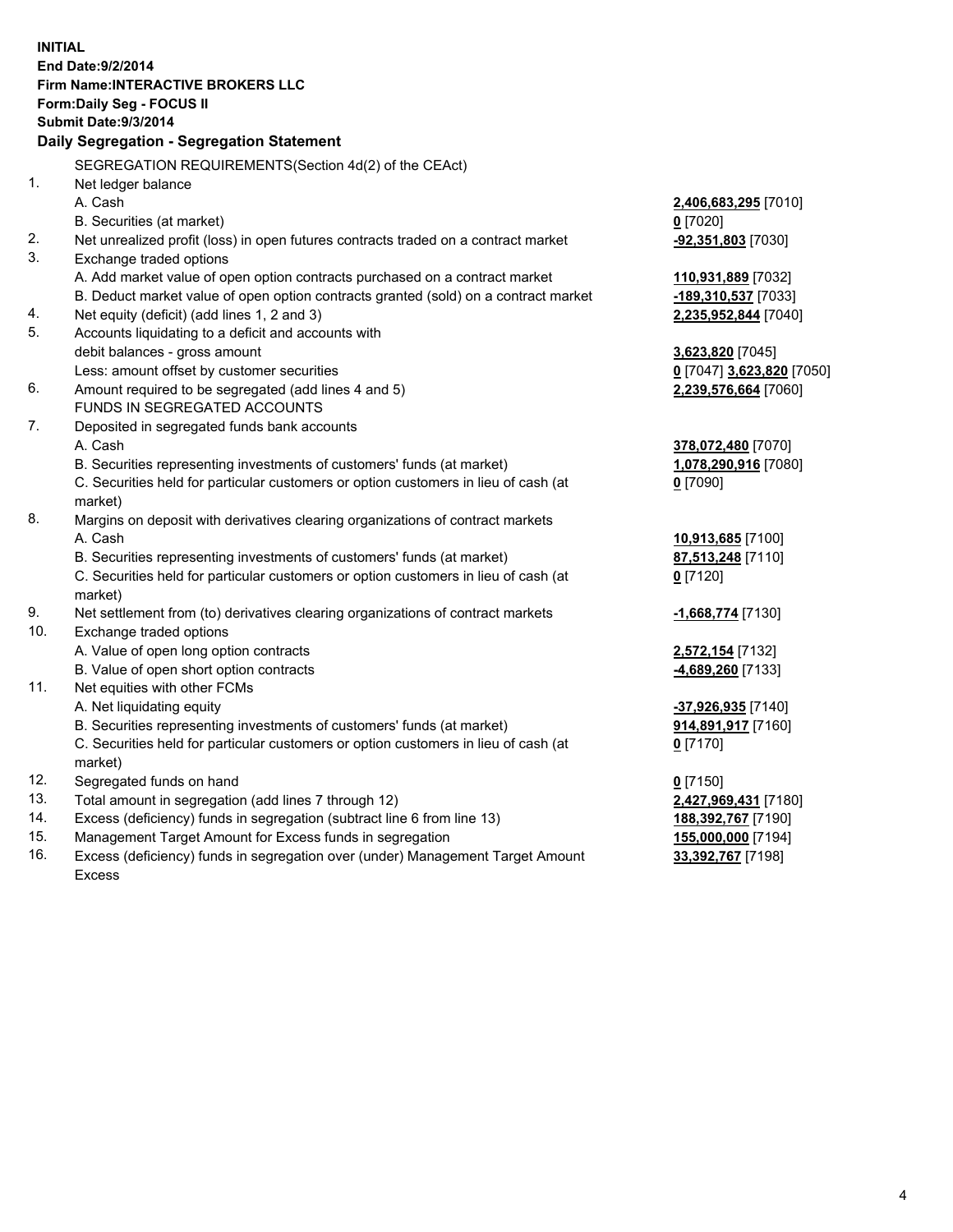**INITIAL**
**End Date:9/2/2014**
**Firm Name:INTERACTIVE BROKERS LLC**
**Form:Daily Seg - FOCUS II**
**Submit Date:9/3/2014**

## Daily Segregation - Segregation Statement

| | | |
|---|---|---|
| | SEGREGATION REQUIREMENTS(Section 4d(2) of the CEAct) | |
| 1. | Net ledger balance | |
| | A. Cash | **2,406,683,295** [7010] |
| | B. Securities (at market) | **0** [7020] |
| 2. | Net unrealized profit (loss) in open futures contracts traded on a contract market | **-92,351,803** [7030] |
| 3. | Exchange traded options | |
| | A. Add market value of open option contracts purchased on a contract market | **110,931,889** [7032] |
| | B. Deduct market value of open option contracts granted (sold) on a contract market | **-189,310,537** [7033] |
| 4. | Net equity (deficit) (add lines 1, 2 and 3) | **2,235,952,844** [7040] |
| 5. | Accounts liquidating to a deficit and accounts with debit balances - gross amount | **3,623,820** [7045] |
| | Less: amount offset by customer securities | **0** [7047] **3,623,820** [7050] |
| 6. | Amount required to be segregated (add lines 4 and 5) | **2,239,576,664** [7060] |
| | FUNDS IN SEGREGATED ACCOUNTS | |
| 7. | Deposited in segregated funds bank accounts | |
| | A. Cash | **378,072,480** [7070] |
| | B. Securities representing investments of customers' funds (at market) | **1,078,290,916** [7080] |
| | C. Securities held for particular customers or option customers in lieu of cash (at market) | **0** [7090] |
| 8. | Margins on deposit with derivatives clearing organizations of contract markets | |
| | A. Cash | **10,913,685** [7100] |
| | B. Securities representing investments of customers' funds (at market) | **87,513,248** [7110] |
| | C. Securities held for particular customers or option customers in lieu of cash (at market) | **0** [7120] |
| 9. | Net settlement from (to) derivatives clearing organizations of contract markets | **-1,668,774** [7130] |
| 10. | Exchange traded options | |
| | A. Value of open long option contracts | **2,572,154** [7132] |
| | B. Value of open short option contracts | **-4,689,260** [7133] |
| 11. | Net equities with other FCMs | |
| | A. Net liquidating equity | **-37,926,935** [7140] |
| | B. Securities representing investments of customers' funds (at market) | **914,891,917** [7160] |
| | C. Securities held for particular customers or option customers in lieu of cash (at market) | **0** [7170] |
| 12. | Segregated funds on hand | **0** [7150] |
| 13. | Total amount in segregation (add lines 7 through 12) | **2,427,969,431** [7180] |
| 14. | Excess (deficiency) funds in segregation (subtract line 6 from line 13) | **188,392,767** [7190] |
| 15. | Management Target Amount for Excess funds in segregation | **155,000,000** [7194] |
| 16. | Excess (deficiency) funds in segregation over (under) Management Target Amount Excess | **33,392,767** [7198] |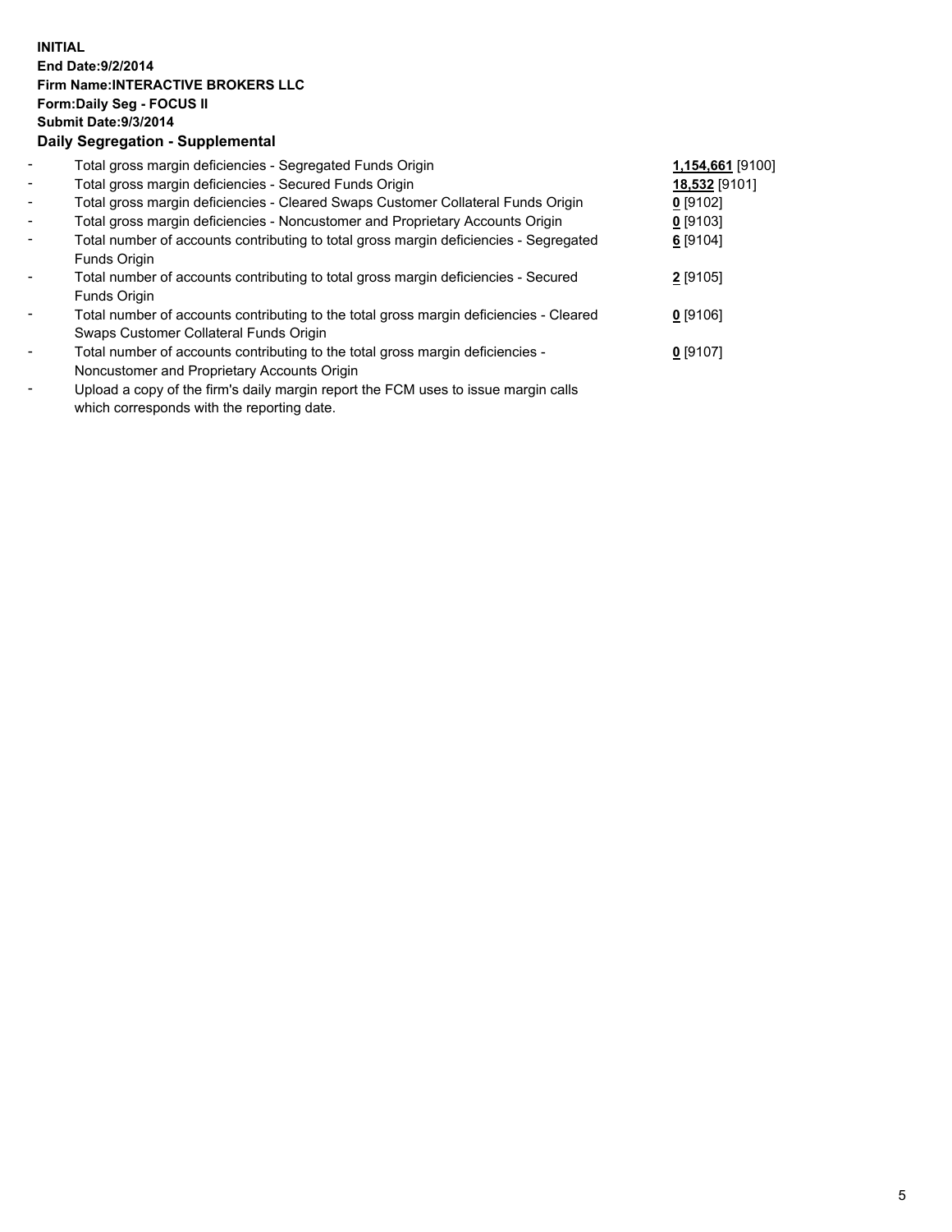**INITIAL**
**End Date:9/2/2014**
**Firm Name:INTERACTIVE BROKERS LLC**
**Form:Daily Seg - FOCUS II**
**Submit Date:9/3/2014**

**Daily Segregation - Supplemental**

| | | |
|---|---|---|
| - | Total gross margin deficiencies - Segregated Funds Origin | **1,154,661** [9100] |
| - | Total gross margin deficiencies - Secured Funds Origin | **18,532** [9101] |
| - | Total gross margin deficiencies - Cleared Swaps Customer Collateral Funds Origin | **0** [9102] |
| - | Total gross margin deficiencies - Noncustomer and Proprietary Accounts Origin | **0** [9103] |
| - | Total number of accounts contributing to total gross margin deficiencies - Segregated Funds Origin | **6** [9104] |
| - | Total number of accounts contributing to total gross margin deficiencies - Secured Funds Origin | **2** [9105] |
| - | Total number of accounts contributing to the total gross margin deficiencies - Cleared Swaps Customer Collateral Funds Origin | **0** [9106] |
| - | Total number of accounts contributing to the total gross margin deficiencies - Noncustomer and Proprietary Accounts Origin | **0** [9107] |
| - | Upload a copy of the firm's daily margin report the FCM uses to issue margin calls which corresponds with the reporting date. | |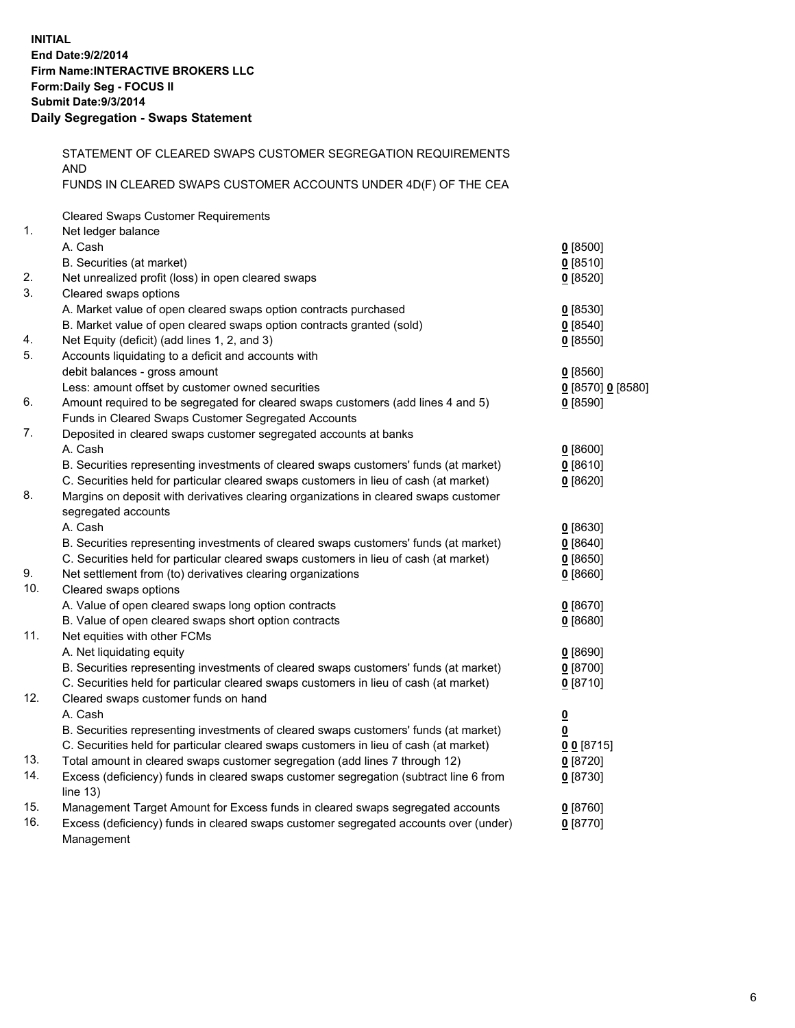**INITIAL**
**End Date:9/2/2014**
**Firm Name:INTERACTIVE BROKERS LLC**
**Form:Daily Seg - FOCUS II**
**Submit Date:9/3/2014**
**Daily Segregation - Swaps Statement**

STATEMENT OF CLEARED SWAPS CUSTOMER SEGREGATION REQUIREMENTS AND FUNDS IN CLEARED SWAPS CUSTOMER ACCOUNTS UNDER 4D(F) OF THE CEA

| | | |
|---|---|---|
| | Cleared Swaps Customer Requirements | |
| 1. | Net ledger balance | |
| | A. Cash | 0 [8500] |
| | B. Securities (at market) | 0 [8510] |
| 2. | Net unrealized profit (loss) in open cleared swaps | 0 [8520] |
| 3. | Cleared swaps options | |
| | A. Market value of open cleared swaps option contracts purchased | 0 [8530] |
| | B. Market value of open cleared swaps option contracts granted (sold) | 0 [8540] |
| 4. | Net Equity (deficit) (add lines 1, 2, and 3) | 0 [8550] |
| 5. | Accounts liquidating to a deficit and accounts with debit balances - gross amount | 0 [8560] |
| | Less: amount offset by customer owned securities | 0 [8570] 0 [8580] |
| 6. | Amount required to be segregated for cleared swaps customers (add lines 4 and 5) | 0 [8590] |
| | Funds in Cleared Swaps Customer Segregated Accounts | |
| 7. | Deposited in cleared swaps customer segregated accounts at banks | |
| | A. Cash | 0 [8600] |
| | B. Securities representing investments of cleared swaps customers' funds (at market) | 0 [8610] |
| | C. Securities held for particular cleared swaps customers in lieu of cash (at market) | 0 [8620] |
| 8. | Margins on deposit with derivatives clearing organizations in cleared swaps customer segregated accounts | |
| | A. Cash | 0 [8630] |
| | B. Securities representing investments of cleared swaps customers' funds (at market) | 0 [8640] |
| | C. Securities held for particular cleared swaps customers in lieu of cash (at market) | 0 [8650] |
| 9. | Net settlement from (to) derivatives clearing organizations | 0 [8660] |
| 10. | Cleared swaps options | |
| | A. Value of open cleared swaps long option contracts | 0 [8670] |
| | B. Value of open cleared swaps short option contracts | 0 [8680] |
| 11. | Net equities with other FCMs | |
| | A. Net liquidating equity | 0 [8690] |
| | B. Securities representing investments of cleared swaps customers' funds (at market) | 0 [8700] |
| | C. Securities held for particular cleared swaps customers in lieu of cash (at market) | 0 [8710] |
| 12. | Cleared swaps customer funds on hand | |
| | A. Cash | 0 |
| | B. Securities representing investments of cleared swaps customers' funds (at market) | 0 |
| | C. Securities held for particular cleared swaps customers in lieu of cash (at market) | 0 0 [8715] |
| 13. | Total amount in cleared swaps customer segregation (add lines 7 through 12) | 0 [8720] |
| 14. | Excess (deficiency) funds in cleared swaps customer segregation (subtract line 6 from line 13) | 0 [8730] |
| 15. | Management Target Amount for Excess funds in cleared swaps segregated accounts | 0 [8760] |
| 16. | Excess (deficiency) funds in cleared swaps customer segregated accounts over (under) Management | 0 [8770] |